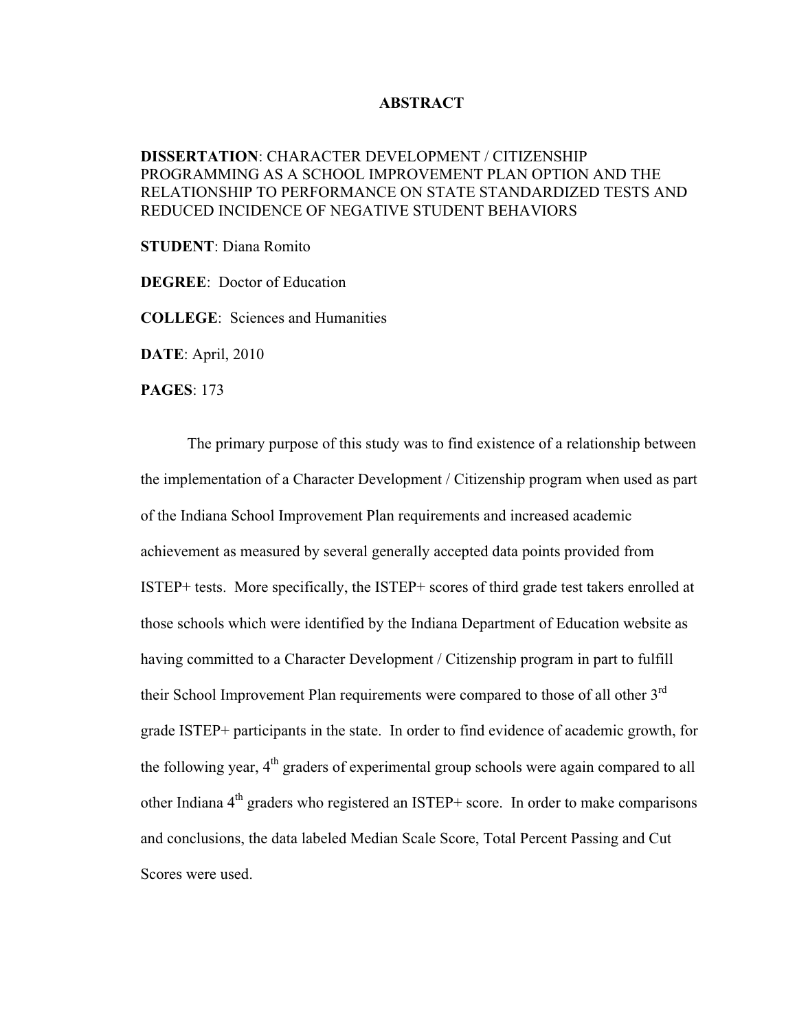# ABSTRACT

**DISSERTATION**: CHARACTER DEVELOPMENT / CITIZENSHIP PROGRAMMING AS A SCHOOL IMPROVEMENT PLAN OPTION AND THE RELATIONSHIP TO PERFORMANCE ON STATE STANDARDIZED TESTS AND REDUCED INCIDENCE OF NEGATIVE STUDENT BEHAVIORS

**STUDENT**: Diana Romito

**DEGREE**: Doctor of Education

**COLLEGE**: Sciences and Humanities

**DATE**: April, 2010

**PAGES**: 173

The primary purpose of this study was to find existence of a relationship between the implementation of a Character Development / Citizenship program when used as part of the Indiana School Improvement Plan requirements and increased academic achievement as measured by several generally accepted data points provided from ISTEP+ tests. More specifically, the ISTEP+ scores of third grade test takers enrolled at those schools which were identified by the Indiana Department of Education website as having committed to a Character Development / Citizenship program in part to fulfill their School Improvement Plan requirements were compared to those of all other 3rd grade ISTEP+ participants in the state. In order to find evidence of academic growth, for the following year, 4th graders of experimental group schools were again compared to all other Indiana 4th graders who registered an ISTEP+ score. In order to make comparisons and conclusions, the data labeled Median Scale Score, Total Percent Passing and Cut Scores were used.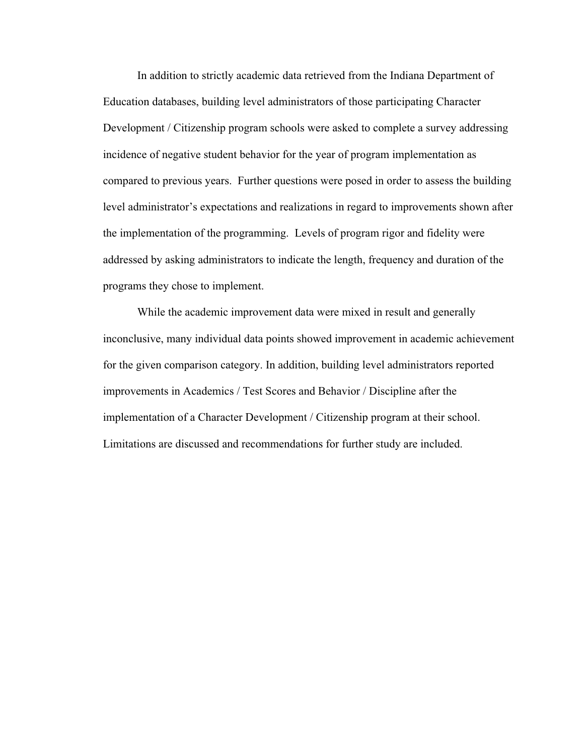In addition to strictly academic data retrieved from the Indiana Department of Education databases, building level administrators of those participating Character Development / Citizenship program schools were asked to complete a survey addressing incidence of negative student behavior for the year of program implementation as compared to previous years. Further questions were posed in order to assess the building level administrator's expectations and realizations in regard to improvements shown after the implementation of the programming. Levels of program rigor and fidelity were addressed by asking administrators to indicate the length, frequency and duration of the programs they chose to implement.

While the academic improvement data were mixed in result and generally inconclusive, many individual data points showed improvement in academic achievement for the given comparison category. In addition, building level administrators reported improvements in Academics / Test Scores and Behavior / Discipline after the implementation of a Character Development / Citizenship program at their school. Limitations are discussed and recommendations for further study are included.